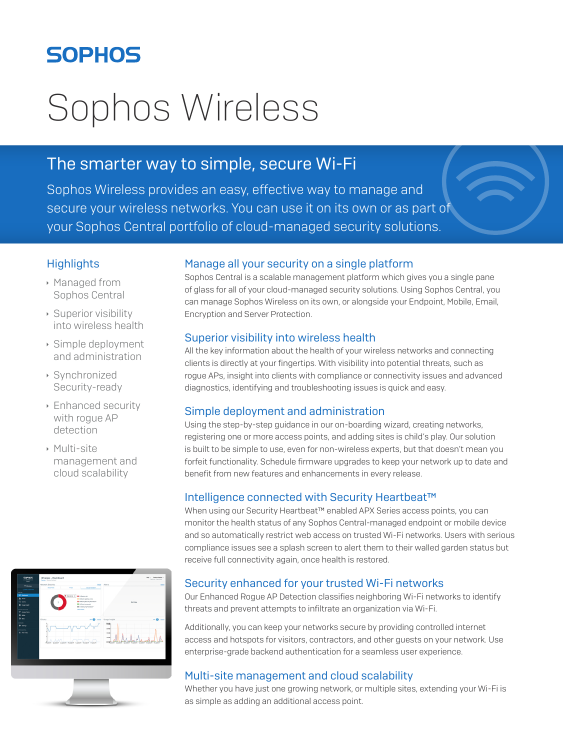SOPHOS

# Sophos Wireless

## The smarter way to simple, secure Wi-Fi

Sophos Wireless provides an easy, effective way to manage and secure your wireless networks. You can use it on its own or as part of your Sophos Central portfolio of cloud-managed security solutions.

### Highlights

- Managed from Sophos Central
- Superior visibility into wireless health
- Simple deployment and administration
- Synchronized Security-ready
- Enhanced security with rogue AP detection
- Multi-site management and cloud scalability

### Manage all your security on a single platform

Sophos Central is a scalable management platform which gives you a single pane of glass for all of your cloud-managed security solutions. Using Sophos Central, you can manage Sophos Wireless on its own, or alongside your Endpoint, Mobile, Email, Encryption and Server Protection.

### Superior visibility into wireless health

All the key information about the health of your wireless networks and connecting clients is directly at your fingertips. With visibility into potential threats, such as rogue APs, insight into clients with compliance or connectivity issues and advanced diagnostics, identifying and troubleshooting issues is quick and easy.

### Simple deployment and administration

Using the step-by-step guidance in our on-boarding wizard, creating networks, registering one or more access points, and adding sites is child's play. Our solution is built to be simple to use, even for non-wireless experts, but that doesn't mean you forfeit functionality. Schedule firmware upgrades to keep your network up to date and benefit from new features and enhancements in every release.

### Intelligence connected with Security Heartbeat™

When using our Security Heartbeat™ enabled APX Series access points, you can monitor the health status of any Sophos Central-managed endpoint or mobile device and so automatically restrict web access on trusted Wi-Fi networks. Users with serious compliance issues see a splash screen to alert them to their walled garden status but receive full connectivity again, once health is restored.

### Security enhanced for your trusted Wi-Fi networks

Our Enhanced Rogue AP Detection classifies neighboring Wi-Fi networks to identify threats and prevent attempts to infiltrate an organization via Wi-Fi.

Additionally, you can keep your networks secure by providing controlled internet access and hotspots for visitors, contractors, and other guests on your network. Use enterprise-grade backend authentication for a seamless user experience.

### Multi-site management and cloud scalability

Whether you have just one growing network, or multiple sites, extending your Wi-Fi is as simple as adding an additional access point.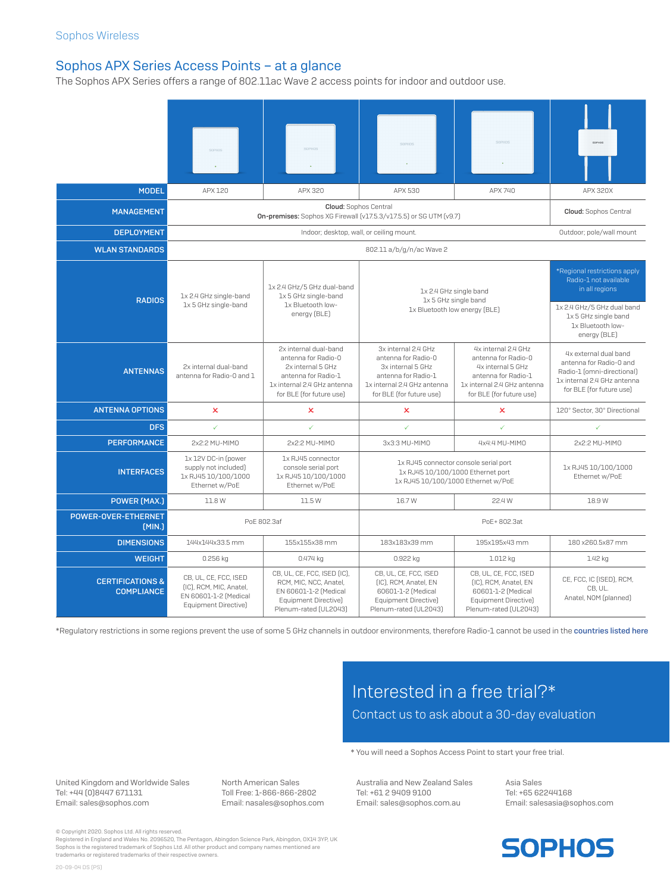## Sophos APX Series Access Points – at a glance

The Sophos APX Series offers a range of 802.11ac Wave 2 access points for indoor and outdoor use.

| MODEL | APX 120 | APX 320 | APX 530 | APX 740 | APX 320X |
|---|---|---|---|---|---|
| MANAGEMENT | **Cloud:** Sophos Central **On-premises:** Sophos XG Firewall (v17.5.3/v17.5.5) or SG UTM (v9.7) | | | | **Cloud:** Sophos Central |
| DEPLOYMENT | Indoor; desktop, wall, or ceiling mount. | | | | Outdoor; pole/wall mount |
| WLAN STANDARDS | 802.11 a/b/g/n/ac Wave 2 | | | | |
| RADIOS | 1x 2.4 GHz single-band 1x 5 GHz single-band | 1x 2.4 GHz/5 GHz dual-band 1x 5 GHz single-band 1x Bluetooth low-energy (BLE) | 1x 2.4 GHz single band 1x 5 GHz single band 1x Bluetooth low energy (BLE) | | *Regional restrictions apply Radio-1 not available in all regions 1x 2.4 GHz/5 GHz dual band 1x 5 GHz single band 1x Bluetooth low-energy (BLE) |
| ANTENNAS | 2x internal dual-band antenna for Radio-0 and 1 | 2x internal dual-band antenna for Radio-0 2x internal 5 GHz antenna for Radio-1 1x internal 2.4 GHz antenna for BLE (for future use) | 3x internal 2.4 GHz antenna for Radio-0 3x internal 5 GHz antenna for Radio-1 1x internal 2.4 GHz antenna for BLE (for future use) | 4x internal 2.4 GHz antenna for Radio-0 4x internal 5 GHz antenna for Radio-1 1x internal 2.4 GHz antenna for BLE (for future use) | 4x external dual band antenna for Radio-0 and Radio-1 (omni-directional) 1x internal 2.4 GHz antenna for BLE (for future use) |
| ANTENNA OPTIONS | ✗ | ✗ | ✗ | ✗ | 120° Sector, 30° Directional |
| DFS | ✓ | ✓ | ✓ | ✓ | ✓ |
| PERFORMANCE | 2x2:2 MU-MIMO | 2x2:2 MU-MIMO | 3x3:3 MU-MIMO | 4x4:4 MU-MIMO | 2x2:2 MU-MIMO |
| INTERFACES | 1x 12V DC-in (power supply not included) 1x RJ45 10/100/1000 Ethernet w/PoE | 1x RJ45 connector console serial port 1x RJ45 10/100/1000 Ethernet w/PoE | 1x RJ45 connector console serial port 1x RJ45 10/100/1000 Ethernet port 1x RJ45 10/100/1000 Ethernet w/PoE | | 1x RJ45 10/100/1000 Ethernet w/PoE |
| POWER (MAX.) | 11.8 W | 11.5 W | 16.7 W | 22.4 W | 18.9 W |
| POWER-OVER-ETHERNET (MIN.) | PoE 802.3af | | PoE+ 802.3at | | |
| DIMENSIONS | 144x144x33.5 mm | 155x155x38 mm | 183x183x39 mm | 195x195x43 mm | 180 x260.5x87 mm |
| WEIGHT | 0.256 kg | 0.474 kg | 0.922 kg | 1.012 kg | 1.42 kg |
| CERTIFICATIONS & COMPLIANCE | CB, UL, CE, FCC, ISED (IC), RCM, MIC, Anatel, EN 60601-1-2 (Medical Equipment Directive) | CB, UL, CE, FCC, ISED (IC), RCM, MIC, NCC, Anatel, EN 60601-1-2 (Medical Equipment Directive) Plenum-rated (UL2043) | CB, UL, CE, FCC, ISED (IC), RCM, Anatel, EN 60601-1-2 (Medical Equipment Directive) Plenum-rated (UL2043) | CB, UL, CE, FCC, ISED (IC), RCM, Anatel, EN 60601-1-2 (Medical Equipment Directive) Plenum-rated (UL2043) | CE, FCC, IC (ISED), RCM, CB, UL, Anatel, NOM (planned) |

*Regulatory restrictions in some regions prevent the use of some 5 GHz channels in outdoor environments, therefore Radio-1 cannot be used in the countries listed here

## Interested in a free trial?*

Contact us to ask about a 30-day evaluation

* You will need a Sophos Access Point to start your free trial.

United Kingdom and Worldwide Sales
Tel: +44 (0)8447 671131
Email: sales@sophos.com

North American Sales
Toll Free: 1-866-866-2802
Email: nasales@sophos.com

Australia and New Zealand Sales
Tel: +61 2 9409 9100
Email: sales@sophos.com.au

Asia Sales
Tel: +65 62244168
Email: salesasia@sophos.com

© Copyright 2020. Sophos Ltd. All rights reserved.
Registered in England and Wales No. 2096520, The Pentagon, Abingdon Science Park, Abingdon, OX14 3YP, UK
Sophos is the registered trademark of Sophos Ltd. All other product and company names mentioned are trademarks or registered trademarks of their respective owners.

SOPHOS

20-09-04 DS (PS)